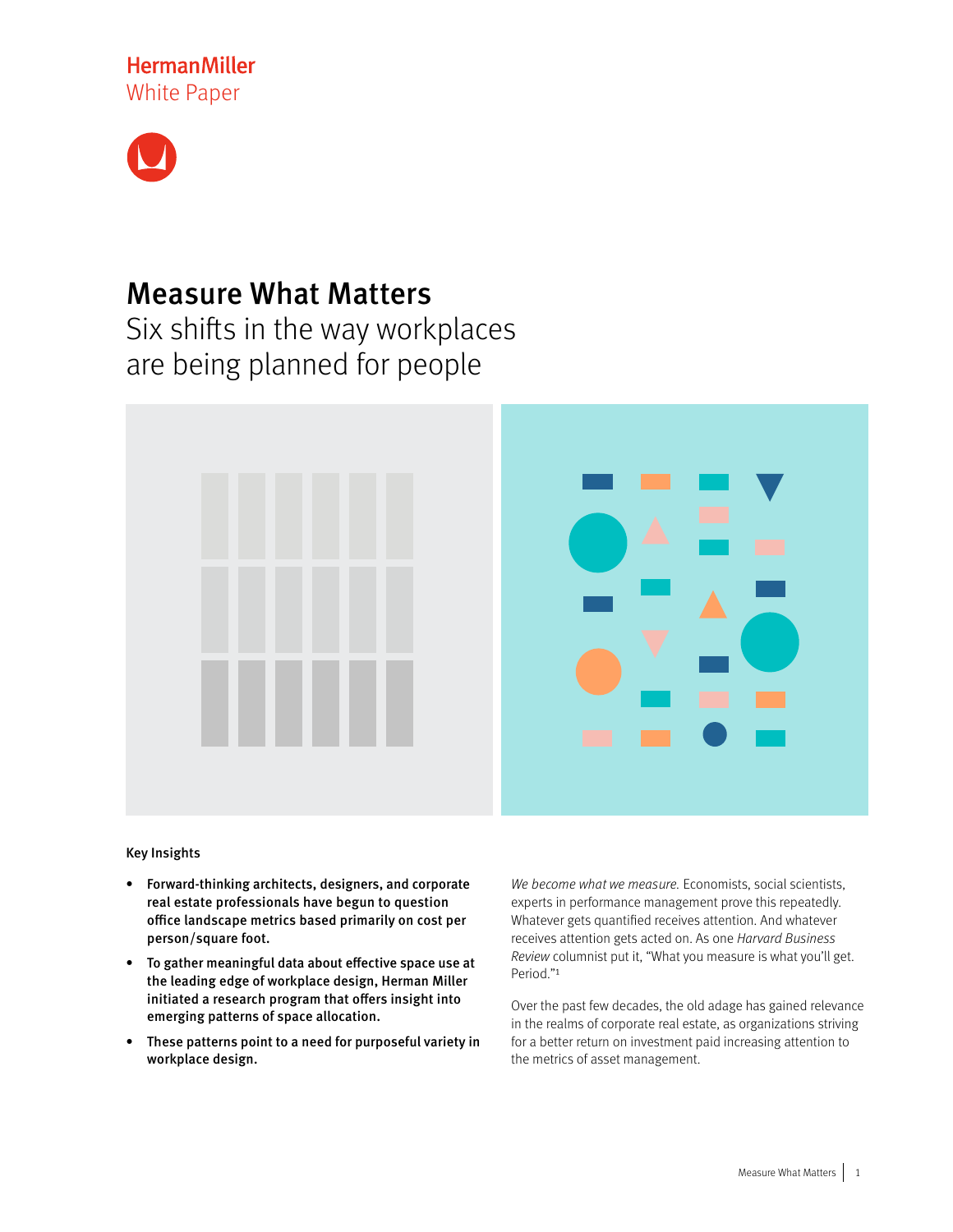Herman Miller
White Paper

# Measure What Matters

## Six shifts in the way workplaces are being planned for people

**Key Insights**

- **Forward-thinking architects, designers, and corporate real estate professionals have begun to question office landscape metrics based primarily on cost per person/square foot.**
- **To gather meaningful data about effective space use at the leading edge of workplace design, Herman Miller initiated a research program that offers insight into emerging patterns of space allocation.**
- **These patterns point to a need for purposeful variety in workplace design.**

*We become what we measure.* Economists, social scientists, experts in performance management prove this repeatedly. Whatever gets quantified receives attention. And whatever receives attention gets acted on. As one *Harvard Business Review* columnist put it, "What you measure is what you'll get. Period."[1]

Over the past few decades, the old adage has gained relevance in the realms of corporate real estate, as organizations striving for a better return on investment paid increasing attention to the metrics of asset management.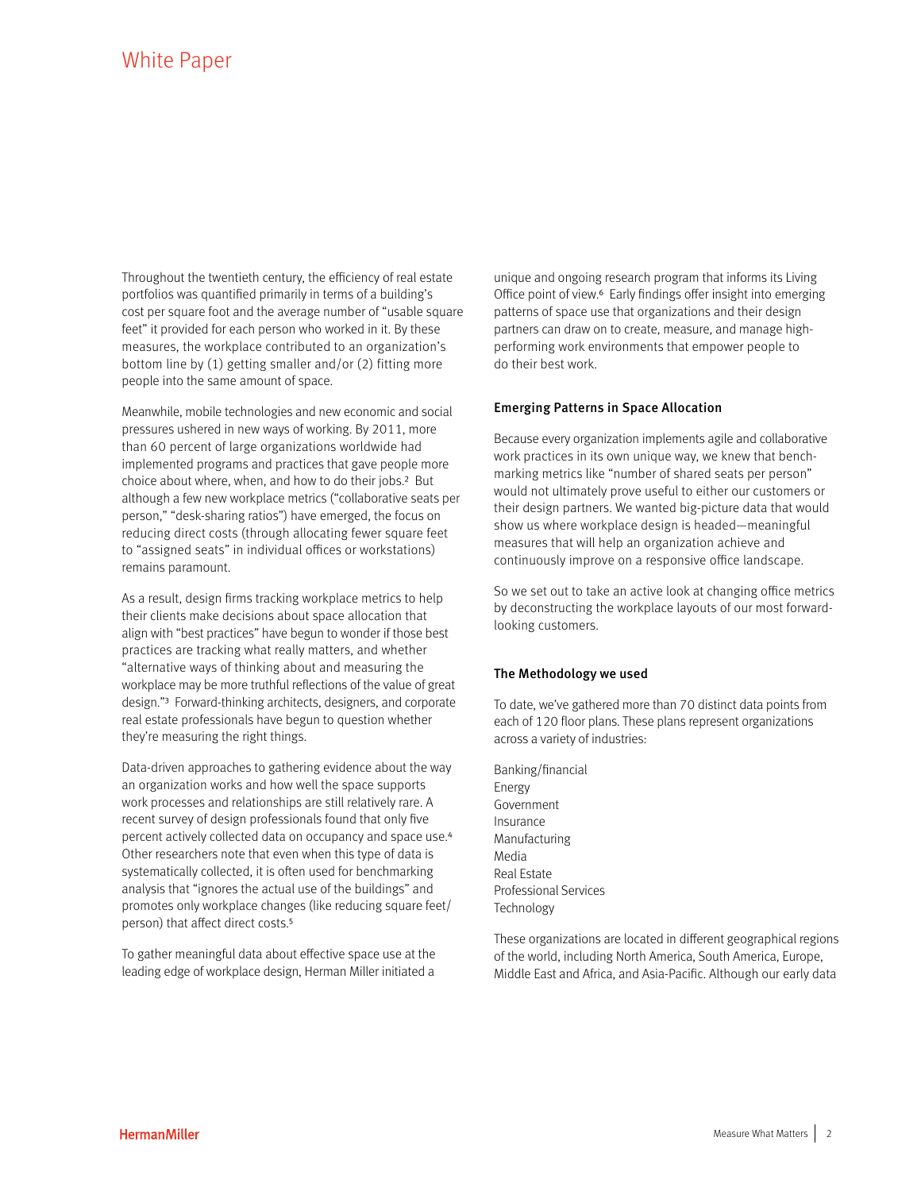Throughout the twentieth century, the efficiency of real estate portfolios was quantified primarily in terms of a building's cost per square foot and the average number of "usable square feet" it provided for each person who worked in it. By these measures, the workplace contributed to an organization's bottom line by (1) getting smaller and/or (2) fitting more people into the same amount of space.

Meanwhile, mobile technologies and new economic and social pressures ushered in new ways of working. By 2011, more than 60 percent of large organizations worldwide had implemented programs and practices that gave people more choice about where, when, and how to do their jobs.[2] But although a few new workplace metrics ("collaborative seats per person," "desk-sharing ratios") have emerged, the focus on reducing direct costs (through allocating fewer square feet to "assigned seats" in individual offices or workstations) remains paramount.

As a result, design firms tracking workplace metrics to help their clients make decisions about space allocation that align with "best practices" have begun to wonder if those best practices are tracking what really matters, and whether "alternative ways of thinking about and measuring the workplace may be more truthful reflections of the value of great design."[3] Forward-thinking architects, designers, and corporate real estate professionals have begun to question whether they're measuring the right things.

Data-driven approaches to gathering evidence about the way an organization works and how well the space supports work processes and relationships are still relatively rare. A recent survey of design professionals found that only five percent actively collected data on occupancy and space use.[4] Other researchers note that even when this type of data is systematically collected, it is often used for benchmarking analysis that "ignores the actual use of the buildings" and promotes only workplace changes (like reducing square feet/person) that affect direct costs.[5]

To gather meaningful data about effective space use at the leading edge of workplace design, Herman Miller initiated a unique and ongoing research program that informs its Living Office point of view.[6] Early findings offer insight into emerging patterns of space use that organizations and their design partners can draw on to create, measure, and manage high-performing work environments that empower people to do their best work.

### Emerging Patterns in Space Allocation

Because every organization implements agile and collaborative work practices in its own unique way, we knew that benchmarking metrics like "number of shared seats per person" would not ultimately prove useful to either our customers or their design partners. We wanted big-picture data that would show us where workplace design is headed—meaningful measures that will help an organization achieve and continuously improve on a responsive office landscape.

So we set out to take an active look at changing office metrics by deconstructing the workplace layouts of our most forward-looking customers.

### The Methodology we used

To date, we've gathered more than 70 distinct data points from each of 120 floor plans. These plans represent organizations across a variety of industries:

Banking/financial
Energy
Government
Insurance
Manufacturing
Media
Real Estate
Professional Services
Technology

These organizations are located in different geographical regions of the world, including North America, South America, Europe, Middle East and Africa, and Asia-Pacific. Although our early data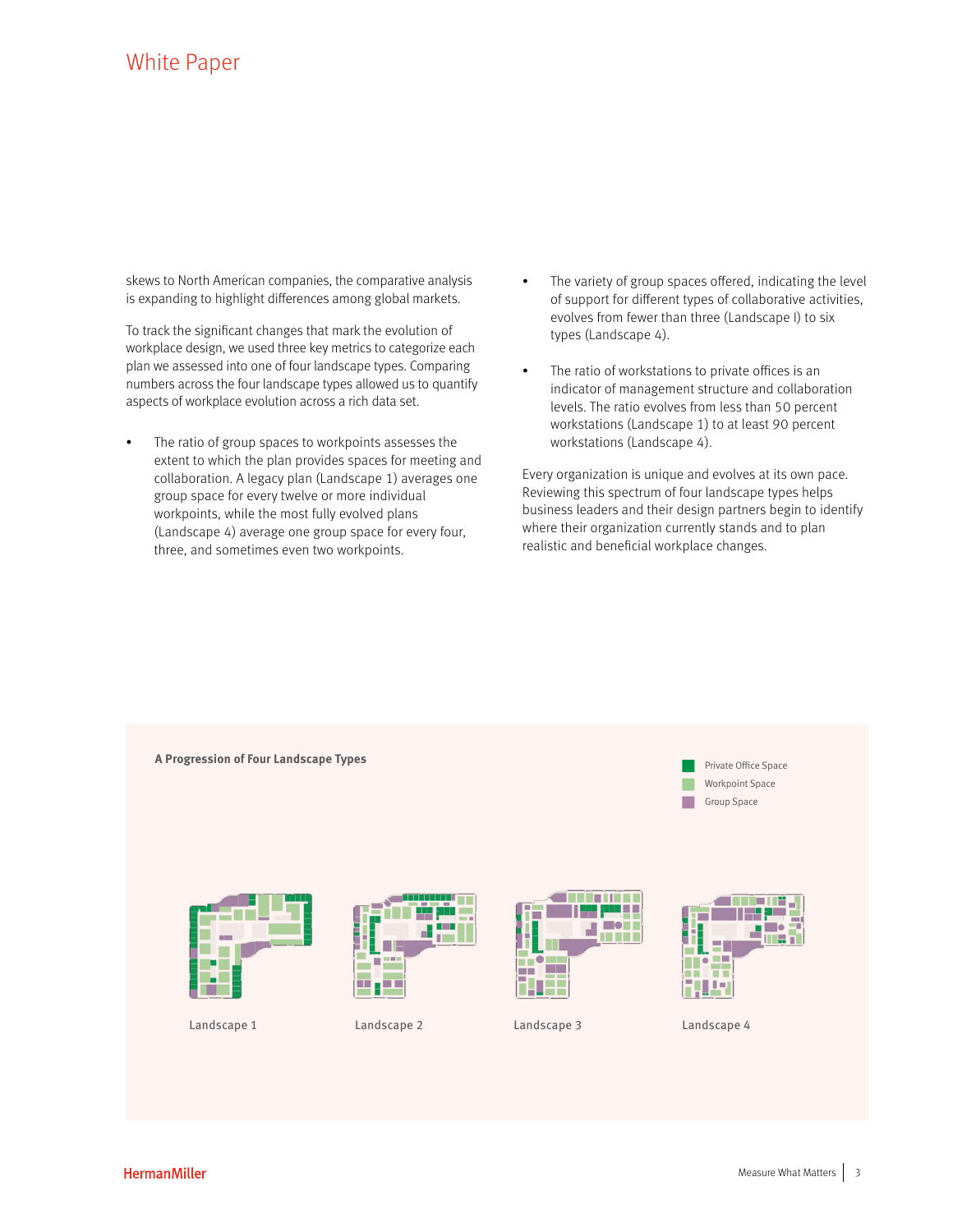skews to North American companies, the comparative analysis is expanding to highlight differences among global markets.

To track the significant changes that mark the evolution of workplace design, we used three key metrics to categorize each plan we assessed into one of four landscape types. Comparing numbers across the four landscape types allowed us to quantify aspects of workplace evolution across a rich data set.

- The ratio of group spaces to workpoints assesses the extent to which the plan provides spaces for meeting and collaboration. A legacy plan (Landscape 1) averages one group space for every twelve or more individual workpoints, while the most fully evolved plans (Landscape 4) average one group space for every four, three, and sometimes even two workpoints.

- The variety of group spaces offered, indicating the level of support for different types of collaborative activities, evolves from fewer than three (Landscape l) to six types (Landscape 4).

- The ratio of workstations to private offices is an indicator of management structure and collaboration levels. The ratio evolves from less than 50 percent workstations (Landscape 1) to at least 90 percent workstations (Landscape 4).

Every organization is unique and evolves at its own pace. Reviewing this spectrum of four landscape types helps business leaders and their design partners begin to identify where their organization currently stands and to plan realistic and beneficial workplace changes.

**A Progression of Four Landscape Types**

Private Office Space
Workpoint Space
Group Space

Landscape 1 | Landscape 2 | Landscape 3 | Landscape 4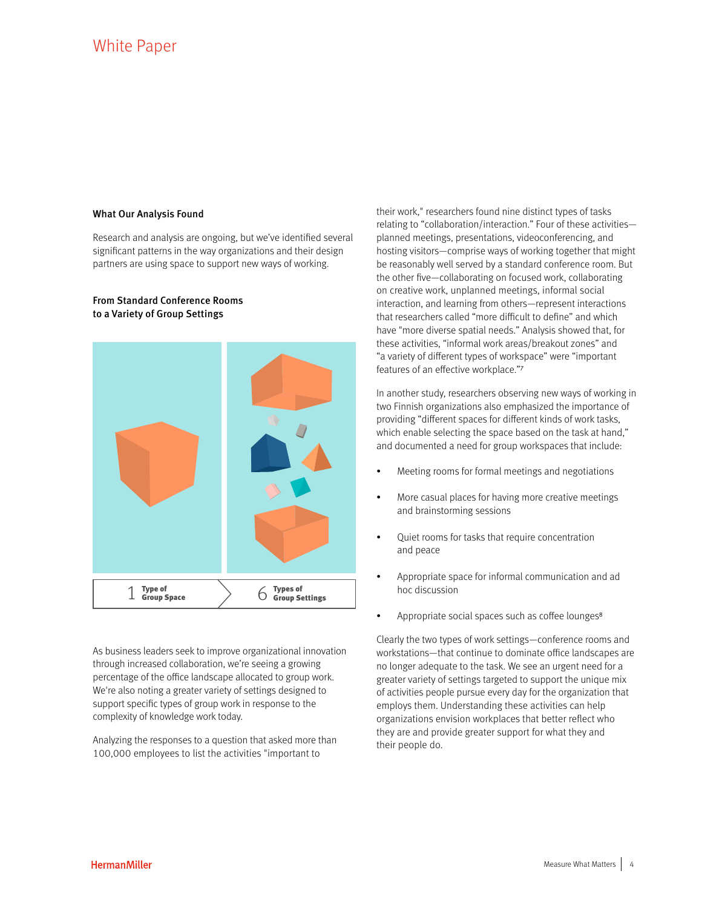## What Our Analysis Found

Research and analysis are ongoing, but we've identified several significant patterns in the way organizations and their design partners are using space to support new ways of working.

### From Standard Conference Rooms to a Variety of Group Settings

1 Type of Group Space → 6 Types of Group Settings

As business leaders seek to improve organizational innovation through increased collaboration, we're seeing a growing percentage of the office landscape allocated to group work. We're also noting a greater variety of settings designed to support specific types of group work in response to the complexity of knowledge work today.

Analyzing the responses to a question that asked more than 100,000 employees to list the activities "important to their work," researchers found nine distinct types of tasks relating to "collaboration/interaction." Four of these activities—planned meetings, presentations, videoconferencing, and hosting visitors—comprise ways of working together that might be reasonably well served by a standard conference room. But the other five—collaborating on focused work, collaborating on creative work, unplanned meetings, informal social interaction, and learning from others—represent interactions that researchers called "more difficult to define" and which have "more diverse spatial needs." Analysis showed that, for these activities, "informal work areas/breakout zones" and "a variety of different types of workspace" were "important features of an effective workplace."[7]

In another study, researchers observing new ways of working in two Finnish organizations also emphasized the importance of providing "different spaces for different kinds of work tasks, which enable selecting the space based on the task at hand," and documented a need for group workspaces that include:

- Meeting rooms for formal meetings and negotiations
- More casual places for having more creative meetings and brainstorming sessions
- Quiet rooms for tasks that require concentration and peace
- Appropriate space for informal communication and ad hoc discussion
- Appropriate social spaces such as coffee lounges[8]

Clearly the two types of work settings—conference rooms and workstations—that continue to dominate office landscapes are no longer adequate to the task. We see an urgent need for a greater variety of settings targeted to support the unique mix of activities people pursue every day for the organization that employs them. Understanding these activities can help organizations envision workplaces that better reflect who they are and provide greater support for what they and their people do.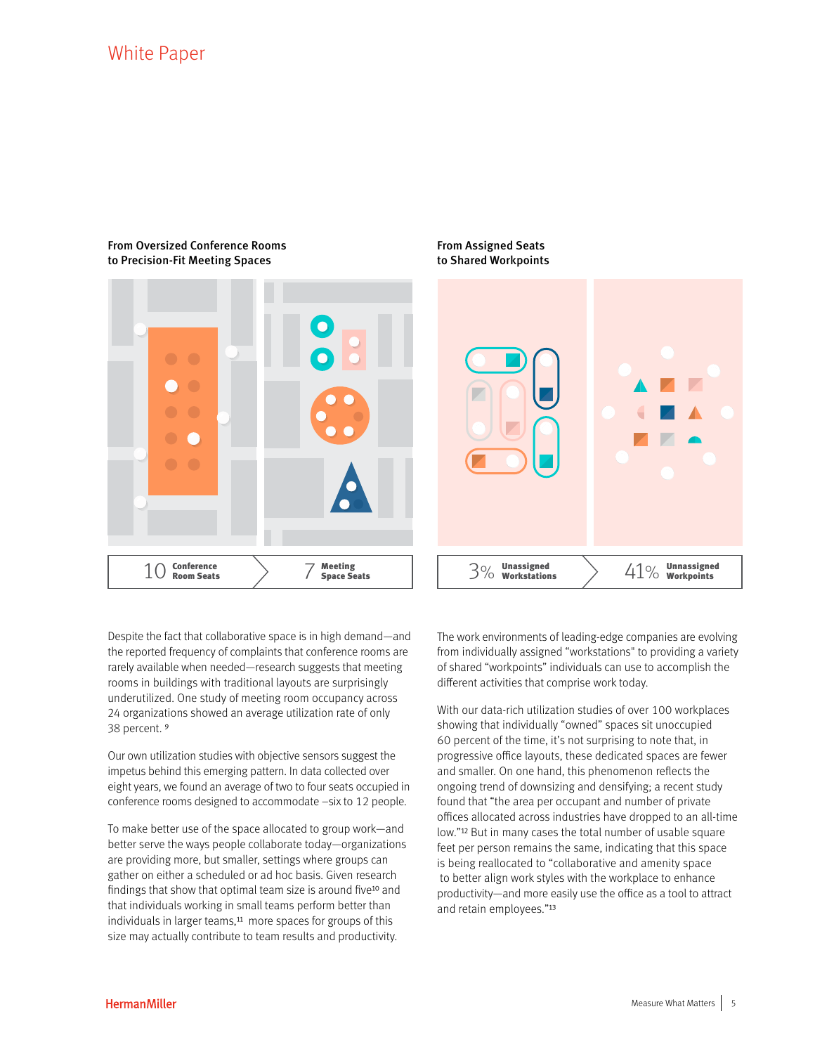**From Oversized Conference Rooms to Precision-Fit Meeting Spaces**

10 Conference Room Seats → 7 Meeting Space Seats

**From Assigned Seats to Shared Workpoints**

3% Unassigned Workstations → 41% Unassigned Workpoints

Despite the fact that collaborative space is in high demand—and the reported frequency of complaints that conference rooms are rarely available when needed—research suggests that meeting rooms in buildings with traditional layouts are surprisingly underutilized. One study of meeting room occupancy across 24 organizations showed an average utilization rate of only 38 percent. [9]

Our own utilization studies with objective sensors suggest the impetus behind this emerging pattern. In data collected over eight years, we found an average of two to four seats occupied in conference rooms designed to accommodate –six to 12 people.

To make better use of the space allocated to group work—and better serve the ways people collaborate today—organizations are providing more, but smaller, settings where groups can gather on either a scheduled or ad hoc basis. Given research findings that show that optimal team size is around five[10] and that individuals working in small teams perform better than individuals in larger teams,[11] more spaces for groups of this size may actually contribute to team results and productivity.

The work environments of leading-edge companies are evolving from individually assigned "workstations" to providing a variety of shared "workpoints" individuals can use to accomplish the different activities that comprise work today.

With our data-rich utilization studies of over 100 workplaces showing that individually "owned" spaces sit unoccupied 60 percent of the time, it's not surprising to note that, in progressive office layouts, these dedicated spaces are fewer and smaller. On one hand, this phenomenon reflects the ongoing trend of downsizing and densifying; a recent study found that "the area per occupant and number of private offices allocated across industries have dropped to an all-time low."[12] But in many cases the total number of usable square feet per person remains the same, indicating that this space is being reallocated to "collaborative and amenity space to better align work styles with the workplace to enhance productivity—and more easily use the office as a tool to attract and retain employees."[13]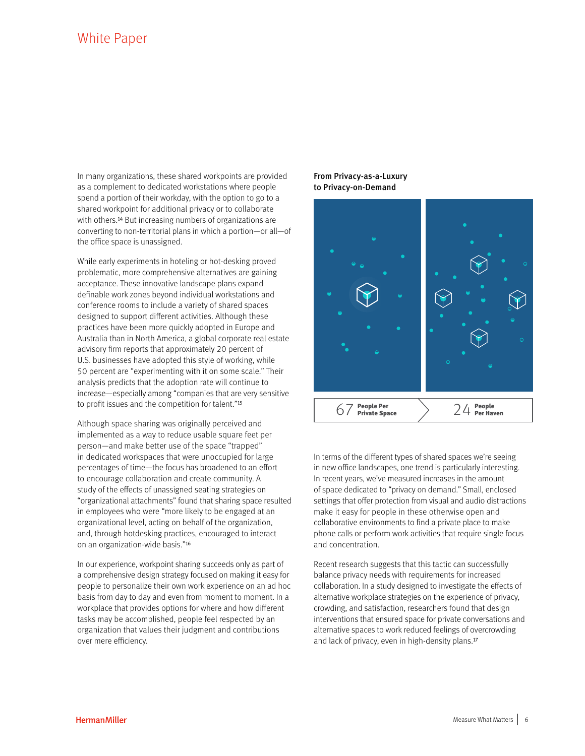In many organizations, these shared workpoints are provided as a complement to dedicated workstations where people spend a portion of their workday, with the option to go to a shared workpoint for additional privacy or to collaborate with others.[14] But increasing numbers of organizations are converting to non-territorial plans in which a portion—or all—of the office space is unassigned.

While early experiments in hoteling or hot-desking proved problematic, more comprehensive alternatives are gaining acceptance. These innovative landscape plans expand definable work zones beyond individual workstations and conference rooms to include a variety of shared spaces designed to support different activities. Although these practices have been more quickly adopted in Europe and Australia than in North America, a global corporate real estate advisory firm reports that approximately 20 percent of U.S. businesses have adopted this style of working, while 50 percent are "experimenting with it on some scale." Their analysis predicts that the adoption rate will continue to increase—especially among "companies that are very sensitive to profit issues and the competition for talent."[15]

Although space sharing was originally perceived and implemented as a way to reduce usable square feet per person—and make better use of the space "trapped" in dedicated workspaces that were unoccupied for large percentages of time—the focus has broadened to an effort to encourage collaboration and create community. A study of the effects of unassigned seating strategies on "organizational attachments" found that sharing space resulted in employees who were "more likely to be engaged at an organizational level, acting on behalf of the organization, and, through hotdesking practices, encouraged to interact on an organization-wide basis."[16]

In our experience, workpoint sharing succeeds only as part of a comprehensive design strategy focused on making it easy for people to personalize their own work experience on an ad hoc basis from day to day and even from moment to moment. In a workplace that provides options for where and how different tasks may be accomplished, people feel respected by an organization that values their judgment and contributions over mere efficiency.

**From Privacy-as-a-Luxury to Privacy-on-Demand**

67 People Per Private Space → 24 People Per Haven

In terms of the different types of shared spaces we're seeing in new office landscapes, one trend is particularly interesting. In recent years, we've measured increases in the amount of space dedicated to "privacy on demand." Small, enclosed settings that offer protection from visual and audio distractions make it easy for people in these otherwise open and collaborative environments to find a private place to make phone calls or perform work activities that require single focus and concentration.

Recent research suggests that this tactic can successfully balance privacy needs with requirements for increased collaboration. In a study designed to investigate the effects of alternative workplace strategies on the experience of privacy, crowding, and satisfaction, researchers found that design interventions that ensured space for private conversations and alternative spaces to work reduced feelings of overcrowding and lack of privacy, even in high-density plans.[17]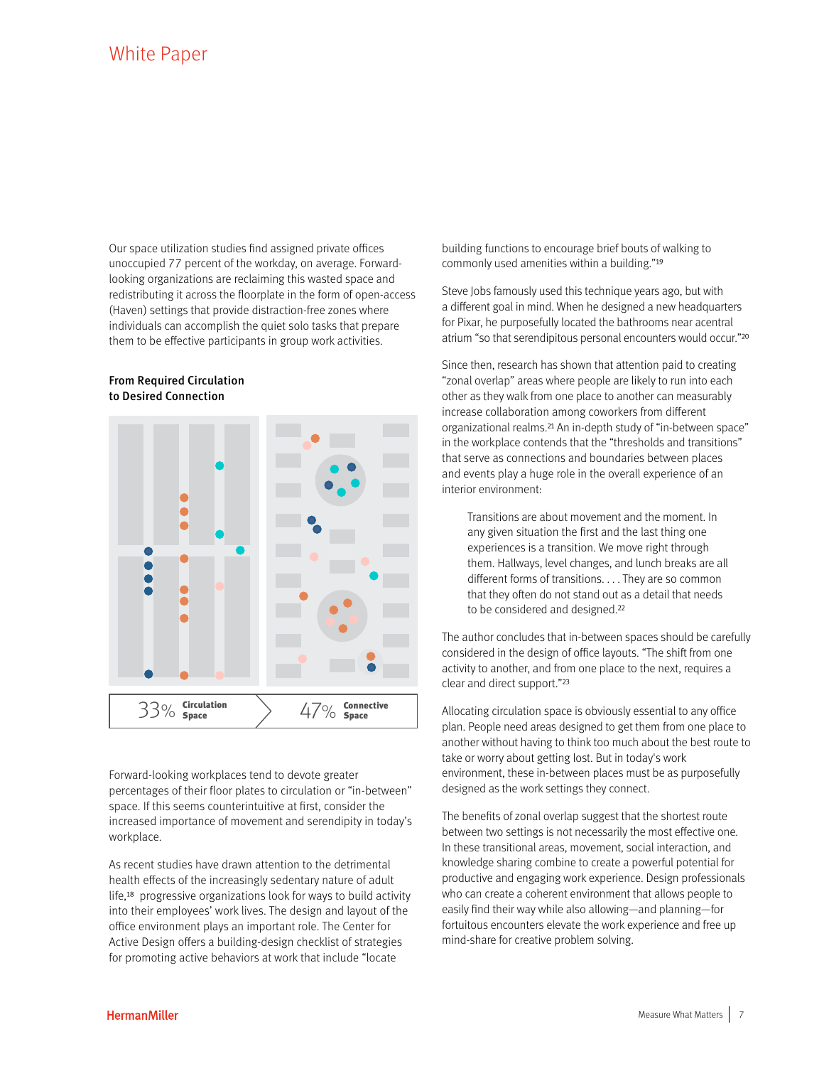Our space utilization studies find assigned private offices unoccupied 77 percent of the workday, on average. Forward-looking organizations are reclaiming this wasted space and redistributing it across the floorplate in the form of open-access (Haven) settings that provide distraction-free zones where individuals can accomplish the quiet solo tasks that prepare them to be effective participants in group work activities.

**From Required Circulation to Desired Connection**

33% Circulation Space

47% Connective Space

Forward-looking workplaces tend to devote greater percentages of their floor plates to circulation or "in-between" space. If this seems counterintuitive at first, consider the increased importance of movement and serendipity in today's workplace.

As recent studies have drawn attention to the detrimental health effects of the increasingly sedentary nature of adult life,[18] progressive organizations look for ways to build activity into their employees' work lives. The design and layout of the office environment plays an important role. The Center for Active Design offers a building-design checklist of strategies for promoting active behaviors at work that include "locate building functions to encourage brief bouts of walking to commonly used amenities within a building."[19]

Steve Jobs famously used this technique years ago, but with a different goal in mind. When he designed a new headquarters for Pixar, he purposefully located the bathrooms near acentral atrium "so that serendipitous personal encounters would occur."[20]

Since then, research has shown that attention paid to creating "zonal overlap" areas where people are likely to run into each other as they walk from one place to another can measurably increase collaboration among coworkers from different organizational realms.[21] An in-depth study of "in-between space" in the workplace contends that the "thresholds and transitions" that serve as connections and boundaries between places and events play a huge role in the overall experience of an interior environment:

> Transitions are about movement and the moment. In any given situation the first and the last thing one experiences is a transition. We move right through them. Hallways, level changes, and lunch breaks are all different forms of transitions. . . . They are so common that they often do not stand out as a detail that needs to be considered and designed.[22]

The author concludes that in-between spaces should be carefully considered in the design of office layouts. "The shift from one activity to another, and from one place to the next, requires a clear and direct support."[23]

Allocating circulation space is obviously essential to any office plan. People need areas designed to get them from one place to another without having to think too much about the best route to take or worry about getting lost. But in today's work environment, these in-between places must be as purposefully designed as the work settings they connect.

The benefits of zonal overlap suggest that the shortest route between two settings is not necessarily the most effective one. In these transitional areas, movement, social interaction, and knowledge sharing combine to create a powerful potential for productive and engaging work experience. Design professionals who can create a coherent environment that allows people to easily find their way while also allowing—and planning—for fortuitous encounters elevate the work experience and free up mind-share for creative problem solving.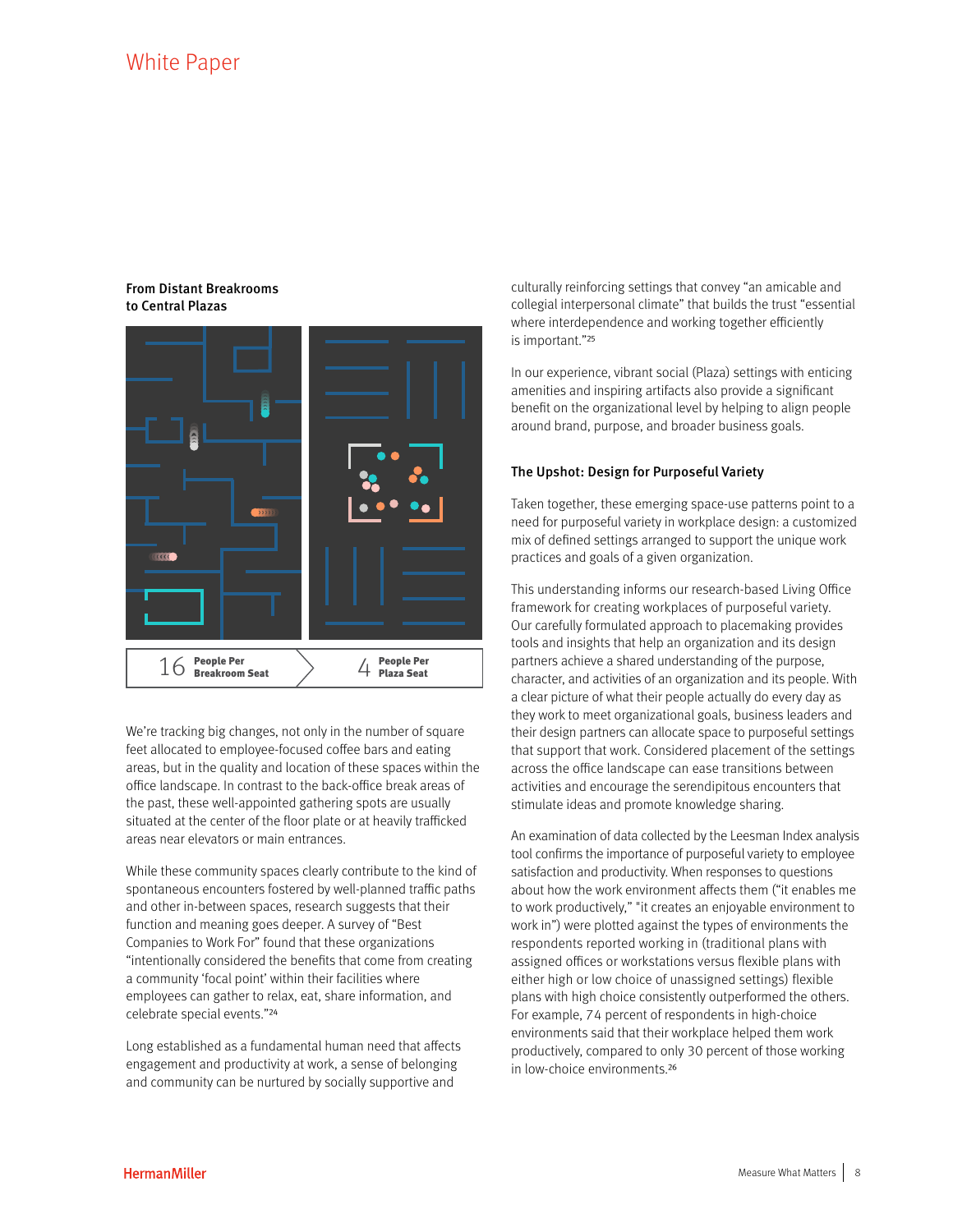**From Distant Breakrooms to Central Plazas**

16 People Per Breakroom Seat

4 People Per Plaza Seat

We're tracking big changes, not only in the number of square feet allocated to employee-focused coffee bars and eating areas, but in the quality and location of these spaces within the office landscape. In contrast to the back-office break areas of the past, these well-appointed gathering spots are usually situated at the center of the floor plate or at heavily trafficked areas near elevators or main entrances.

While these community spaces clearly contribute to the kind of spontaneous encounters fostered by well-planned traffic paths and other in-between spaces, research suggests that their function and meaning goes deeper. A survey of "Best Companies to Work For" found that these organizations "intentionally considered the benefits that come from creating a community 'focal point' within their facilities where employees can gather to relax, eat, share information, and celebrate special events."[24]

Long established as a fundamental human need that affects engagement and productivity at work, a sense of belonging and community can be nurtured by socially supportive and culturally reinforcing settings that convey "an amicable and collegial interpersonal climate" that builds the trust "essential where interdependence and working together efficiently is important."[25]

In our experience, vibrant social (Plaza) settings with enticing amenities and inspiring artifacts also provide a significant benefit on the organizational level by helping to align people around brand, purpose, and broader business goals.

### The Upshot: Design for Purposeful Variety

Taken together, these emerging space-use patterns point to a need for purposeful variety in workplace design: a customized mix of defined settings arranged to support the unique work practices and goals of a given organization.

This understanding informs our research-based Living Office framework for creating workplaces of purposeful variety. Our carefully formulated approach to placemaking provides tools and insights that help an organization and its design partners achieve a shared understanding of the purpose, character, and activities of an organization and its people. With a clear picture of what their people actually do every day as they work to meet organizational goals, business leaders and their design partners can allocate space to purposeful settings that support that work. Considered placement of the settings across the office landscape can ease transitions between activities and encourage the serendipitous encounters that stimulate ideas and promote knowledge sharing.

An examination of data collected by the Leesman Index analysis tool confirms the importance of purposeful variety to employee satisfaction and productivity. When responses to questions about how the work environment affects them ("it enables me to work productively," "it creates an enjoyable environment to work in") were plotted against the types of environments the respondents reported working in (traditional plans with assigned offices or workstations versus flexible plans with either high or low choice of unassigned settings) flexible plans with high choice consistently outperformed the others. For example, 74 percent of respondents in high-choice environments said that their workplace helped them work productively, compared to only 30 percent of those working in low-choice environments.[26]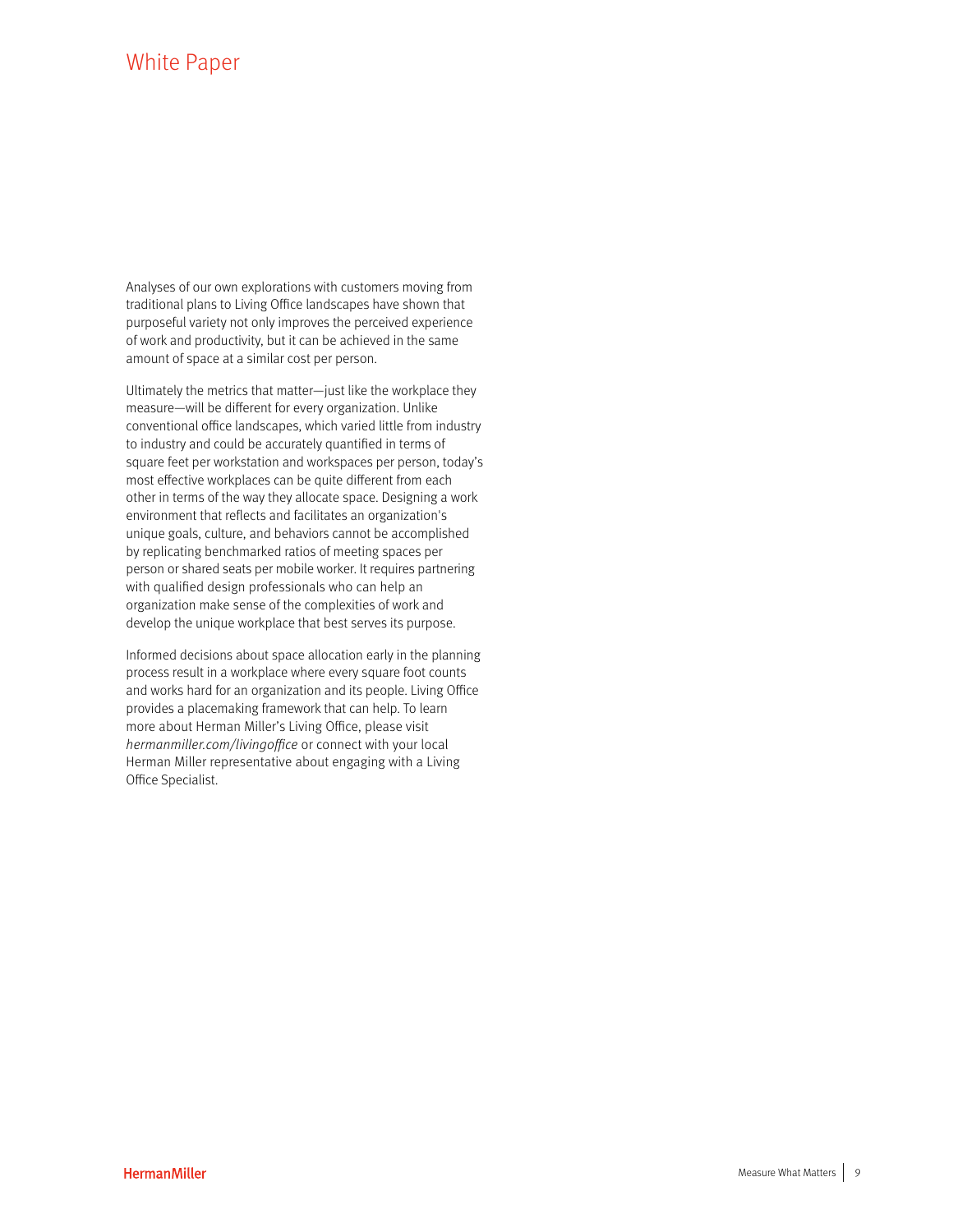Analyses of our own explorations with customers moving from traditional plans to Living Office landscapes have shown that purposeful variety not only improves the perceived experience of work and productivity, but it can be achieved in the same amount of space at a similar cost per person.

Ultimately the metrics that matter—just like the workplace they measure—will be different for every organization. Unlike conventional office landscapes, which varied little from industry to industry and could be accurately quantified in terms of square feet per workstation and workspaces per person, today's most effective workplaces can be quite different from each other in terms of the way they allocate space. Designing a work environment that reflects and facilitates an organization's unique goals, culture, and behaviors cannot be accomplished by replicating benchmarked ratios of meeting spaces per person or shared seats per mobile worker. It requires partnering with qualified design professionals who can help an organization make sense of the complexities of work and develop the unique workplace that best serves its purpose.

Informed decisions about space allocation early in the planning process result in a workplace where every square foot counts and works hard for an organization and its people. Living Office provides a placemaking framework that can help. To learn more about Herman Miller's Living Office, please visit *hermanmiller.com/livingoffice* or connect with your local Herman Miller representative about engaging with a Living Office Specialist.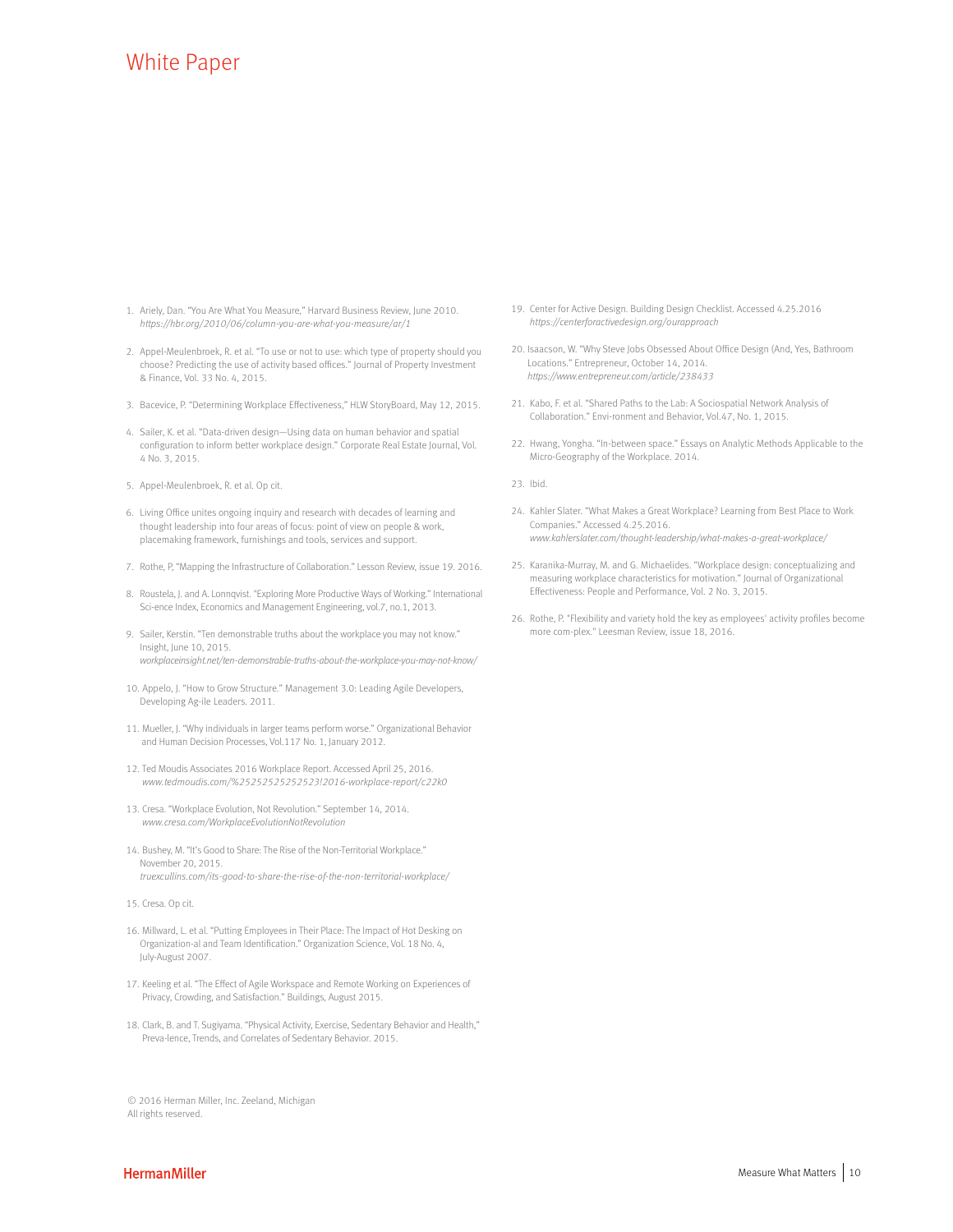1. Ariely, Dan. "You Are What You Measure," Harvard Business Review, June 2010. *https://hbr.org/2010/06/column-you-are-what-you-measure/ar/1*

2. Appel-Meulenbroek, R. et al. "To use or not to use: which type of property should you choose? Predicting the use of activity based offices." Journal of Property Investment & Finance, Vol. 33 No. 4, 2015.

3. Bacevice, P. "Determining Workplace Effectiveness," HLW StoryBoard, May 12, 2015.

4. Sailer, K. et al. "Data-driven design—Using data on human behavior and spatial configuration to inform better workplace design." Corporate Real Estate Journal, Vol. 4 No. 3, 2015.

5. Appel-Meulenbroek, R. et al. Op cit.

6. Living Office unites ongoing inquiry and research with decades of learning and thought leadership into four areas of focus: point of view on people & work, placemaking framework, furnishings and tools, services and support.

7. Rothe, P, "Mapping the Infrastructure of Collaboration." Lesson Review, issue 19. 2016.

8. Roustela, J. and A. Lonnqvist. "Exploring More Productive Ways of Working." International Sci-ence Index, Economics and Management Engineering, vol.7, no.1, 2013.

9. Sailer, Kerstin. "Ten demonstrable truths about the workplace you may not know." Insight, June 10, 2015. *workplaceinsight.net/ten-demonstrable-truths-about-the-workplace-you-may-not-know/*

10. Appelo, J. "How to Grow Structure." Management 3.0: Leading Agile Developers, Developing Ag-ile Leaders. 2011.

11. Mueller, J. "Why individuals in larger teams perform worse." Organizational Behavior and Human Decision Processes, Vol.117 No. 1, January 2012.

12. Ted Moudis Associates 2016 Workplace Report. Accessed April 25, 2016. *www.tedmoudis.com/%25252525252523!2016-workplace-report/c22k0*

13. Cresa. "Workplace Evolution, Not Revolution." September 14, 2014. *www.cresa.com/WorkplaceEvolutionNotRevolution*

14. Bushey, M. "It's Good to Share: The Rise of the Non-Territorial Workplace." November 20, 2015. *truexcullins.com/its-good-to-share-the-rise-of-the-non-territorial-workplace/*

15. Cresa. Op cit.

16. Millward, L. et al. "Putting Employees in Their Place: The Impact of Hot Desking on Organization-al and Team Identification." Organization Science, Vol. 18 No. 4, July-August 2007.

17. Keeling et al. "The Effect of Agile Workspace and Remote Working on Experiences of Privacy, Crowding, and Satisfaction." Buildings, August 2015.

18. Clark, B. and T. Sugiyama. "Physical Activity, Exercise, Sedentary Behavior and Health," Preva-lence, Trends, and Correlates of Sedentary Behavior. 2015.

19. Center for Active Design. Building Design Checklist. Accessed 4.25.2016 *https://centerforactivedesign.org/ourapproach*

20. Isaacson, W. "Why Steve Jobs Obsessed About Office Design (And, Yes, Bathroom Locations." Entrepreneur, October 14, 2014. *https://www.entrepreneur.com/article/238433*

21. Kabo, F. et al. "Shared Paths to the Lab: A Sociospatial Network Analysis of Collaboration." Envi-ronment and Behavior, Vol.47, No. 1, 2015.

22. Hwang, Yongha. "In-between space." Essays on Analytic Methods Applicable to the Micro-Geography of the Workplace. 2014.

23. Ibid.

24. Kahler Slater. "What Makes a Great Workplace? Learning from Best Place to Work Companies." Accessed 4.25.2016. *www.kahlerslater.com/thought-leadership/what-makes-a-great-workplace/*

25. Karanika-Murray, M. and G. Michaelides. "Workplace design: conceptualizing and measuring workplace characteristics for motivation." Journal of Organizational Effectiveness: People and Performance, Vol. 2 No. 3, 2015.

26. Rothe, P. "Flexibility and variety hold the key as employees' activity profiles become more com-plex." Leesman Review, issue 18, 2016.

© 2016 Herman Miller, Inc. Zeeland, Michigan
All rights reserved.